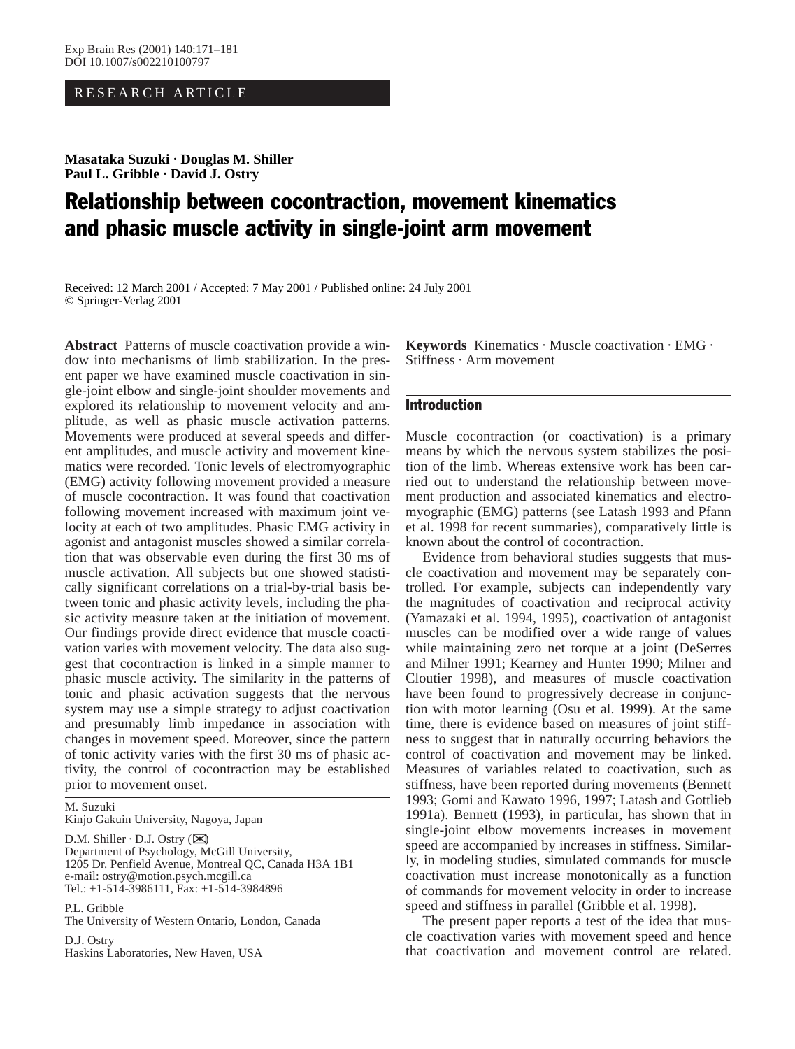RESEARCH ARTICLE

**Masataka Suzuki · Douglas M. Shiller**
**Paul L. Gribble · David J. Ostry**

# Relationship between cocontraction, movement kinematics and phasic muscle activity in single-joint arm movement

Received: 12 March 2001 / Accepted: 7 May 2001 / Published online: 24 July 2001
© Springer-Verlag 2001

**Abstract** Patterns of muscle coactivation provide a window into mechanisms of limb stabilization. In the present paper we have examined muscle coactivation in single-joint elbow and single-joint shoulder movements and explored its relationship to movement velocity and amplitude, as well as phasic muscle activation patterns. Movements were produced at several speeds and different amplitudes, and muscle activity and movement kinematics were recorded. Tonic levels of electromyographic (EMG) activity following movement provided a measure of muscle cocontraction. It was found that coactivation following movement increased with maximum joint velocity at each of two amplitudes. Phasic EMG activity in agonist and antagonist muscles showed a similar correlation that was observable even during the first 30 ms of muscle activation. All subjects but one showed statistically significant correlations on a trial-by-trial basis between tonic and phasic activity levels, including the phasic activity measure taken at the initiation of movement. Our findings provide direct evidence that muscle coactivation varies with movement velocity. The data also suggest that cocontraction is linked in a simple manner to phasic muscle activity. The similarity in the patterns of tonic and phasic activation suggests that the nervous system may use a simple strategy to adjust coactivation and presumably limb impedance in association with changes in movement speed. Moreover, since the pattern of tonic activity varies with the first 30 ms of phasic activity, the control of cocontraction may be established prior to movement onset.

M. Suzuki
Kinjo Gakuin University, Nagoya, Japan

D.M. Shiller · D.J. Ostry (✉)
Department of Psychology, McGill University,
1205 Dr. Penfield Avenue, Montreal QC, Canada H3A 1B1
e-mail: ostry@motion.psych.mcgill.ca
Tel.: +1-514-3986111, Fax: +1-514-3984896

P.L. Gribble
The University of Western Ontario, London, Canada

D.J. Ostry
Haskins Laboratories, New Haven, USA

**Keywords** Kinematics · Muscle coactivation · EMG · Stiffness · Arm movement

## Introduction

Muscle cocontraction (or coactivation) is a primary means by which the nervous system stabilizes the position of the limb. Whereas extensive work has been carried out to understand the relationship between movement production and associated kinematics and electromyographic (EMG) patterns (see Latash 1993 and Pfann et al. 1998 for recent summaries), comparatively little is known about the control of cocontraction.

Evidence from behavioral studies suggests that muscle coactivation and movement may be separately controlled. For example, subjects can independently vary the magnitudes of coactivation and reciprocal activity (Yamazaki et al. 1994, 1995), coactivation of antagonist muscles can be modified over a wide range of values while maintaining zero net torque at a joint (DeSerres and Milner 1991; Kearney and Hunter 1990; Milner and Cloutier 1998), and measures of muscle coactivation have been found to progressively decrease in conjunction with motor learning (Osu et al. 1999). At the same time, there is evidence based on measures of joint stiffness to suggest that in naturally occurring behaviors the control of coactivation and movement may be linked. Measures of variables related to coactivation, such as stiffness, have been reported during movements (Bennett 1993; Gomi and Kawato 1996, 1997; Latash and Gottlieb 1991a). Bennett (1993), in particular, has shown that in single-joint elbow movements increases in movement speed are accompanied by increases in stiffness. Similarly, in modeling studies, simulated commands for muscle coactivation must increase monotonically as a function of commands for movement velocity in order to increase speed and stiffness in parallel (Gribble et al. 1998).

The present paper reports a test of the idea that muscle coactivation varies with movement speed and hence that coactivation and movement control are related.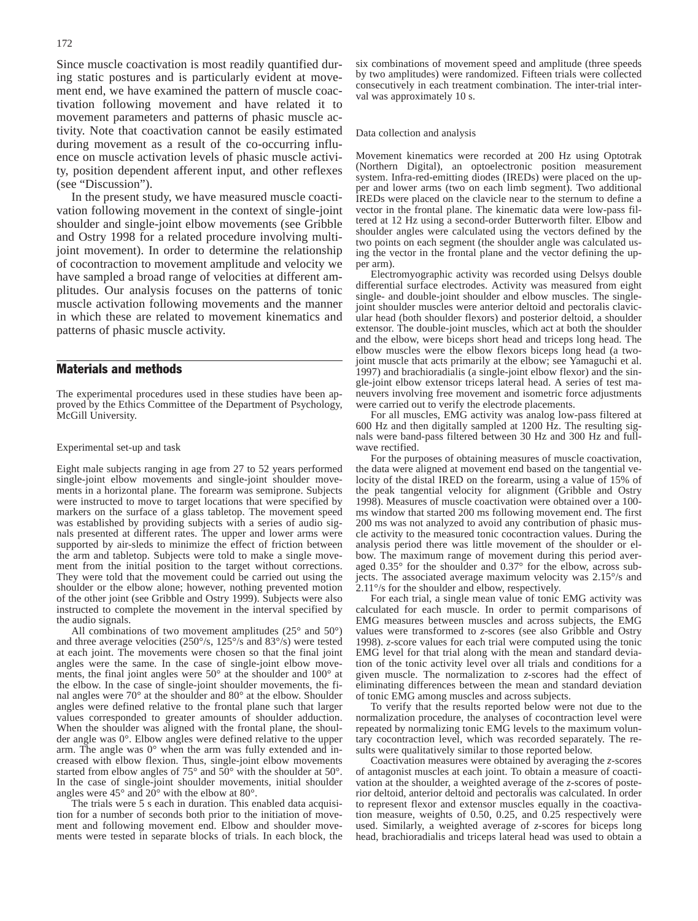Since muscle coactivation is most readily quantified during static postures and is particularly evident at movement end, we have examined the pattern of muscle coactivation following movement and have related it to movement parameters and patterns of phasic muscle activity. Note that coactivation cannot be easily estimated during movement as a result of the co-occurring influence on muscle activation levels of phasic muscle activity, position dependent afferent input, and other reflexes (see "Discussion").

In the present study, we have measured muscle coactivation following movement in the context of single-joint shoulder and single-joint elbow movements (see Gribble and Ostry 1998 for a related procedure involving multi-joint movement). In order to determine the relationship of cocontraction to movement amplitude and velocity we have sampled a broad range of velocities at different amplitudes. Our analysis focuses on the patterns of tonic muscle activation following movements and the manner in which these are related to movement kinematics and patterns of phasic muscle activity.

## Materials and methods

The experimental procedures used in these studies have been approved by the Ethics Committee of the Department of Psychology, McGill University.

### Experimental set-up and task

Eight male subjects ranging in age from 27 to 52 years performed single-joint elbow movements and single-joint shoulder movements in a horizontal plane. The forearm was semiprone. Subjects were instructed to move to target locations that were specified by markers on the surface of a glass tabletop. The movement speed was established by providing subjects with a series of audio signals presented at different rates. The upper and lower arms were supported by air-sleds to minimize the effect of friction between the arm and tabletop. Subjects were told to make a single movement from the initial position to the target without corrections. They were told that the movement could be carried out using the shoulder or the elbow alone; however, nothing prevented motion of the other joint (see Gribble and Ostry 1999). Subjects were also instructed to complete the movement in the interval specified by the audio signals.

All combinations of two movement amplitudes (25° and 50°) and three average velocities (250°/s, 125°/s and 83°/s) were tested at each joint. The movements were chosen so that the final joint angles were the same. In the case of single-joint elbow movements, the final joint angles were 50° at the shoulder and 100° at the elbow. In the case of single-joint shoulder movements, the final angles were 70° at the shoulder and 80° at the elbow. Shoulder angles were defined relative to the frontal plane such that larger values corresponded to greater amounts of shoulder adduction. When the shoulder was aligned with the frontal plane, the shoulder angle was 0°. Elbow angles were defined relative to the upper arm. The angle was 0° when the arm was fully extended and increased with elbow flexion. Thus, single-joint elbow movements started from elbow angles of 75° and 50° with the shoulder at 50°. In the case of single-joint shoulder movements, initial shoulder angles were 45° and 20° with the elbow at 80°.

The trials were 5 s each in duration. This enabled data acquisition for a number of seconds both prior to the initiation of movement and following movement end. Elbow and shoulder movements were tested in separate blocks of trials. In each block, the six combinations of movement speed and amplitude (three speeds by two amplitudes) were randomized. Fifteen trials were collected consecutively in each treatment combination. The inter-trial interval was approximately 10 s.

### Data collection and analysis

Movement kinematics were recorded at 200 Hz using Optotrak (Northern Digital), an optoelectronic position measurement system. Infra-red-emitting diodes (IREDs) were placed on the upper and lower arms (two on each limb segment). Two additional IREDs were placed on the clavicle near to the sternum to define a vector in the frontal plane. The kinematic data were low-pass filtered at 12 Hz using a second-order Butterworth filter. Elbow and shoulder angles were calculated using the vectors defined by the two points on each segment (the shoulder angle was calculated using the vector in the frontal plane and the vector defining the upper arm).

Electromyographic activity was recorded using Delsys double differential surface electrodes. Activity was measured from eight single- and double-joint shoulder and elbow muscles. The single-joint shoulder muscles were anterior deltoid and pectoralis clavicular head (both shoulder flexors) and posterior deltoid, a shoulder extensor. The double-joint muscles, which act at both the shoulder and the elbow, were biceps short head and triceps long head. The elbow muscles were the elbow flexors biceps long head (a two-joint muscle that acts primarily at the elbow; see Yamaguchi et al. 1997) and brachioradialis (a single-joint elbow flexor) and the single-joint elbow extensor triceps lateral head. A series of test maneuvers involving free movement and isometric force adjustments were carried out to verify the electrode placements.

For all muscles, EMG activity was analog low-pass filtered at 600 Hz and then digitally sampled at 1200 Hz. The resulting signals were band-pass filtered between 30 Hz and 300 Hz and full-wave rectified.

For the purposes of obtaining measures of muscle coactivation, the data were aligned at movement end based on the tangential velocity of the distal IRED on the forearm, using a value of 15% of the peak tangential velocity for alignment (Gribble and Ostry 1998). Measures of muscle coactivation were obtained over a 100-ms window that started 200 ms following movement end. The first 200 ms was not analyzed to avoid any contribution of phasic muscle activity to the measured tonic cocontraction values. During the analysis period there was little movement of the shoulder or elbow. The maximum range of movement during this period averaged 0.35° for the shoulder and 0.37° for the elbow, across subjects. The associated average maximum velocity was 2.15°/s and 2.11°/s for the shoulder and elbow, respectively.

For each trial, a single mean value of tonic EMG activity was calculated for each muscle. In order to permit comparisons of EMG measures between muscles and across subjects, the EMG values were transformed to *z*-scores (see also Gribble and Ostry 1998). *z*-score values for each trial were computed using the tonic EMG level for that trial along with the mean and standard deviation of the tonic activity level over all trials and conditions for a given muscle. The normalization to *z*-scores had the effect of eliminating differences between the mean and standard deviation of tonic EMG among muscles and across subjects.

To verify that the results reported below were not due to the normalization procedure, the analyses of cocontraction level were repeated by normalizing tonic EMG levels to the maximum voluntary cocontraction level, which was recorded separately. The results were qualitatively similar to those reported below.

Coactivation measures were obtained by averaging the *z*-scores of antagonist muscles at each joint. To obtain a measure of coactivation at the shoulder, a weighted average of the *z*-scores of posterior deltoid, anterior deltoid and pectoralis was calculated. In order to represent flexor and extensor muscles equally in the coactivation measure, weights of 0.50, 0.25, and 0.25 respectively were used. Similarly, a weighted average of *z*-scores for biceps long head, brachioradialis and triceps lateral head was used to obtain a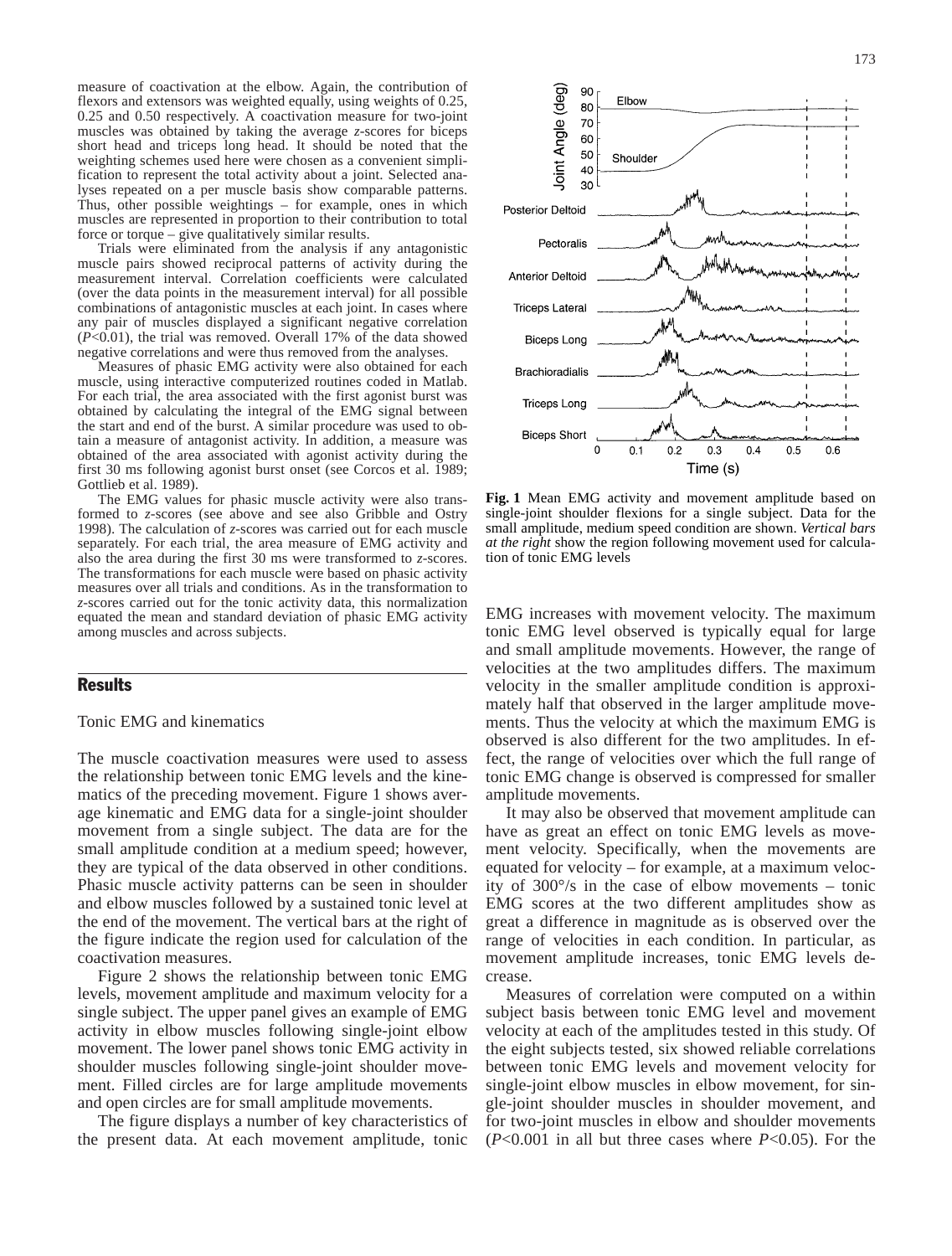measure of coactivation at the elbow. Again, the contribution of flexors and extensors was weighted equally, using weights of 0.25, 0.25 and 0.50 respectively. A coactivation measure for two-joint muscles was obtained by taking the average *z*-scores for biceps short head and triceps long head. It should be noted that the weighting schemes used here were chosen as a convenient simplification to represent the total activity about a joint. Selected analyses repeated on a per muscle basis show comparable patterns. Thus, other possible weightings – for example, ones in which muscles are represented in proportion to their contribution to total force or torque – give qualitatively similar results.

Trials were eliminated from the analysis if any antagonistic muscle pairs showed reciprocal patterns of activity during the measurement interval. Correlation coefficients were calculated (over the data points in the measurement interval) for all possible combinations of antagonistic muscles at each joint. In cases where any pair of muscles displayed a significant negative correlation ($P<0.01$), the trial was removed. Overall 17% of the data showed negative correlations and were thus removed from the analyses.

Measures of phasic EMG activity were also obtained for each muscle, using interactive computerized routines coded in Matlab. For each trial, the area associated with the first agonist burst was obtained by calculating the integral of the EMG signal between the start and end of the burst. A similar procedure was used to obtain a measure of antagonist activity. In addition, a measure was obtained of the area associated with agonist activity during the first 30 ms following agonist burst onset (see Corcos et al. 1989; Gottlieb et al. 1989).

The EMG values for phasic muscle activity were also transformed to *z*-scores (see above and see also Gribble and Ostry 1998). The calculation of *z*-scores was carried out for each muscle separately. For each trial, the area measure of EMG activity and also the area during the first 30 ms were transformed to *z*-scores. The transformations for each muscle were based on phasic activity measures over all trials and conditions. As in the transformation to *z*-scores carried out for the tonic activity data, this normalization equated the mean and standard deviation of phasic EMG activity among muscles and across subjects.

## Results

### Tonic EMG and kinematics

The muscle coactivation measures were used to assess the relationship between tonic EMG levels and the kinematics of the preceding movement. Figure 1 shows average kinematic and EMG data for a single-joint shoulder movement from a single subject. The data are for the small amplitude condition at a medium speed; however, they are typical of the data observed in other conditions. Phasic muscle activity patterns can be seen in shoulder and elbow muscles followed by a sustained tonic level at the end of the movement. The vertical bars at the right of the figure indicate the region used for calculation of the coactivation measures.

Figure 2 shows the relationship between tonic EMG levels, movement amplitude and maximum velocity for a single subject. The upper panel gives an example of EMG activity in elbow muscles following single-joint elbow movement. The lower panel shows tonic EMG activity in shoulder muscles following single-joint shoulder movement. Filled circles are for large amplitude movements and open circles are for small amplitude movements.

The figure displays a number of key characteristics of the present data. At each movement amplitude, tonic EMG increases with movement velocity. The maximum tonic EMG level observed is typically equal for large and small amplitude movements. However, the range of velocities at the two amplitudes differs. The maximum velocity in the smaller amplitude condition is approximately half that observed in the larger amplitude movements. Thus the velocity at which the maximum EMG is observed is also different for the two amplitudes. In effect, the range of velocities over which the full range of tonic EMG change is observed is compressed for smaller amplitude movements.

**Fig. 1** Mean EMG activity and movement amplitude based on single-joint shoulder flexions for a single subject. Data for the small amplitude, medium speed condition are shown. *Vertical bars at the right* show the region following movement used for calculation of tonic EMG levels

It may also be observed that movement amplitude can have as great an effect on tonic EMG levels as movement velocity. Specifically, when the movements are equated for velocity – for example, at a maximum velocity of 300°/s in the case of elbow movements – tonic EMG scores at the two different amplitudes show as great a difference in magnitude as is observed over the range of velocities in each condition. In particular, as movement amplitude increases, tonic EMG levels decrease.

Measures of correlation were computed on a within subject basis between tonic EMG level and movement velocity at each of the amplitudes tested in this study. Of the eight subjects tested, six showed reliable correlations between tonic EMG levels and movement velocity for single-joint elbow muscles in elbow movement, for single-joint shoulder muscles in shoulder movement, and for two-joint muscles in elbow and shoulder movements ($P<0.001$ in all but three cases where $P<0.05$). For the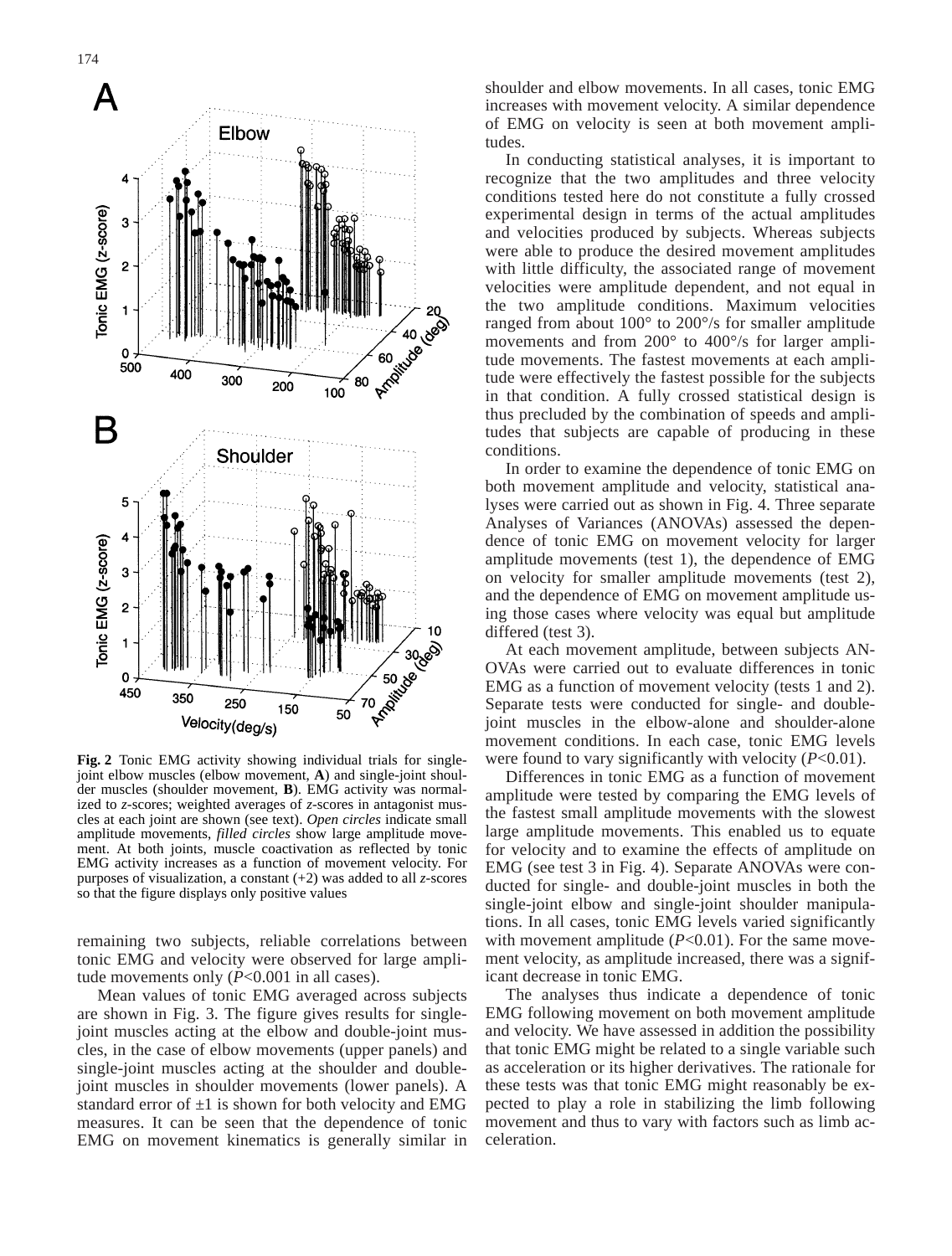**Fig. 2** Tonic EMG activity showing individual trials for single-joint elbow muscles (elbow movement, **A**) and single-joint shoulder muscles (shoulder movement, **B**). EMG activity was normalized to *z*-scores; weighted averages of *z*-scores in antagonist muscles at each joint are shown (see text). *Open circles* indicate small amplitude movements, *filled circles* show large amplitude movement. At both joints, muscle coactivation as reflected by tonic EMG activity increases as a function of movement velocity. For purposes of visualization, a constant (+2) was added to all *z*-scores so that the figure displays only positive values

remaining two subjects, reliable correlations between tonic EMG and velocity were observed for large amplitude movements only ($P<0.001$ in all cases).

Mean values of tonic EMG averaged across subjects are shown in Fig. 3. The figure gives results for single-joint muscles acting at the elbow and double-joint muscles, in the case of elbow movements (upper panels) and single-joint muscles acting at the shoulder and double-joint muscles in shoulder movements (lower panels). A standard error of ±1 is shown for both velocity and EMG measures. It can be seen that the dependence of tonic EMG on movement kinematics is generally similar in shoulder and elbow movements. In all cases, tonic EMG increases with movement velocity. A similar dependence of EMG on velocity is seen at both movement amplitudes.

In conducting statistical analyses, it is important to recognize that the two amplitudes and three velocity conditions tested here do not constitute a fully crossed experimental design in terms of the actual amplitudes and velocities produced by subjects. Whereas subjects were able to produce the desired movement amplitudes with little difficulty, the associated range of movement velocities were amplitude dependent, and not equal in the two amplitude conditions. Maximum velocities ranged from about 100° to 200°/s for smaller amplitude movements and from 200° to 400°/s for larger amplitude movements. The fastest movements at each amplitude were effectively the fastest possible for the subjects in that condition. A fully crossed statistical design is thus precluded by the combination of speeds and amplitudes that subjects are capable of producing in these conditions.

In order to examine the dependence of tonic EMG on both movement amplitude and velocity, statistical analyses were carried out as shown in Fig. 4. Three separate Analyses of Variances (ANOVAs) assessed the dependence of tonic EMG on movement velocity for larger amplitude movements (test 1), the dependence of EMG on velocity for smaller amplitude movements (test 2), and the dependence of EMG on movement amplitude using those cases where velocity was equal but amplitude differed (test 3).

At each movement amplitude, between subjects ANOVAs were carried out to evaluate differences in tonic EMG as a function of movement velocity (tests 1 and 2). Separate tests were conducted for single- and double-joint muscles in the elbow-alone and shoulder-alone movement conditions. In each case, tonic EMG levels were found to vary significantly with velocity ($P<0.01$).

Differences in tonic EMG as a function of movement amplitude were tested by comparing the EMG levels of the fastest small amplitude movements with the slowest large amplitude movements. This enabled us to equate for velocity and to examine the effects of amplitude on EMG (see test 3 in Fig. 4). Separate ANOVAs were conducted for single- and double-joint muscles in both the single-joint elbow and single-joint shoulder manipulations. In all cases, tonic EMG levels varied significantly with movement amplitude ($P<0.01$). For the same movement velocity, as amplitude increased, there was a significant decrease in tonic EMG.

The analyses thus indicate a dependence of tonic EMG following movement on both movement amplitude and velocity. We have assessed in addition the possibility that tonic EMG might be related to a single variable such as acceleration or its higher derivatives. The rationale for these tests was that tonic EMG might reasonably be expected to play a role in stabilizing the limb following movement and thus to vary with factors such as limb acceleration.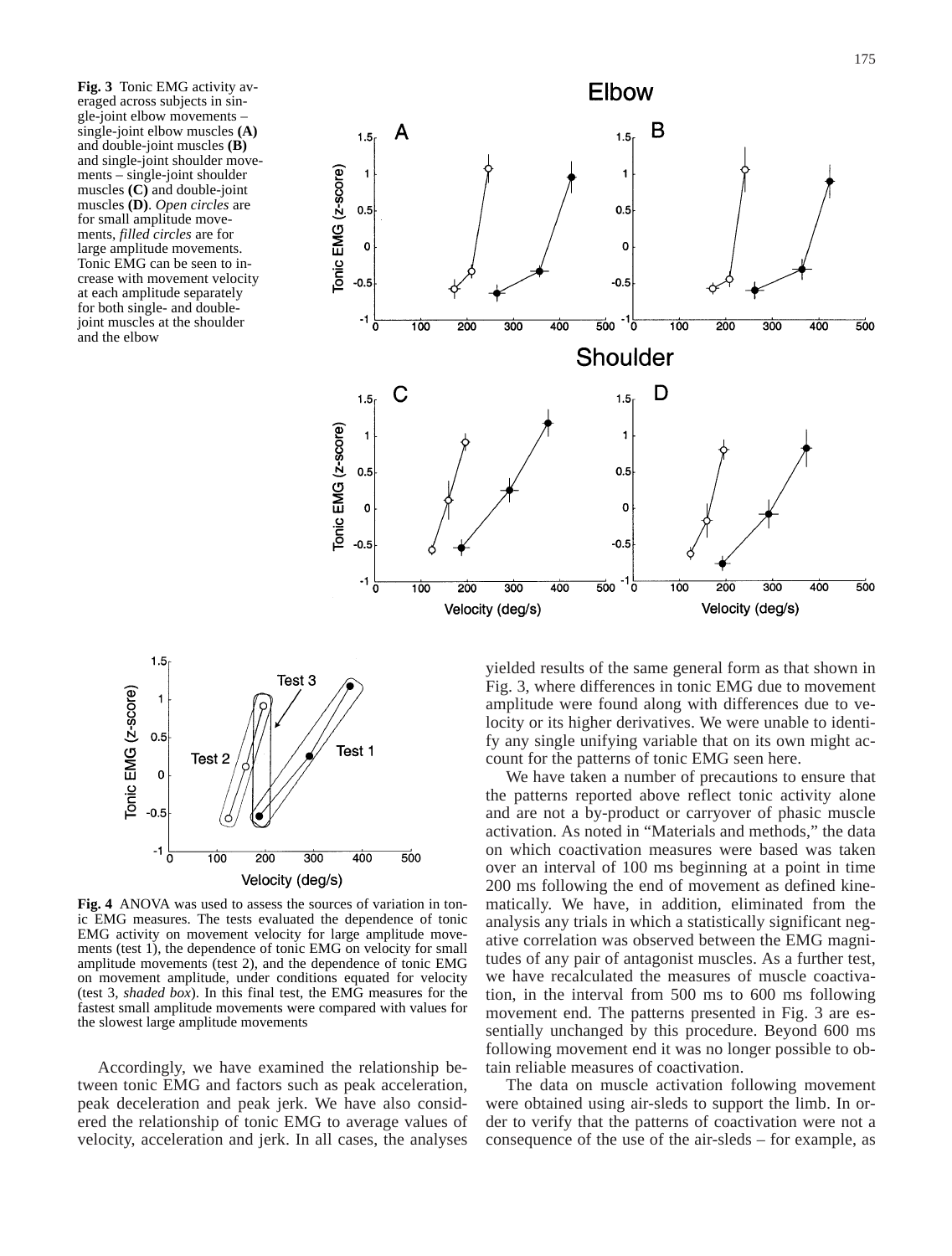**Fig. 3** Tonic EMG activity averaged across subjects in single-joint elbow movements – single-joint elbow muscles **(A)** and double-joint muscles **(B)** and single-joint shoulder movements – single-joint shoulder muscles **(C)** and double-joint muscles **(D)**. *Open circles* are for small amplitude movements, *filled circles* are for large amplitude movements. Tonic EMG can be seen to increase with movement velocity at each amplitude separately for both single- and double-joint muscles at the shoulder and the elbow

**Fig. 4** ANOVA was used to assess the sources of variation in tonic EMG measures. The tests evaluated the dependence of tonic EMG activity on movement velocity for large amplitude movements (test 1), the dependence of tonic EMG on velocity for small amplitude movements (test 2), and the dependence of tonic EMG on movement amplitude, under conditions equated for velocity (test 3, *shaded box*). In this final test, the EMG measures for the fastest small amplitude movements were compared with values for the slowest large amplitude movements

Accordingly, we have examined the relationship between tonic EMG and factors such as peak acceleration, peak deceleration and peak jerk. We have also considered the relationship of tonic EMG to average values of velocity, acceleration and jerk. In all cases, the analyses yielded results of the same general form as that shown in Fig. 3, where differences in tonic EMG due to movement amplitude were found along with differences due to velocity or its higher derivatives. We were unable to identify any single unifying variable that on its own might account for the patterns of tonic EMG seen here.

We have taken a number of precautions to ensure that the patterns reported above reflect tonic activity alone and are not a by-product or carryover of phasic muscle activation. As noted in "Materials and methods," the data on which coactivation measures were based was taken over an interval of 100 ms beginning at a point in time 200 ms following the end of movement as defined kinematically. We have, in addition, eliminated from the analysis any trials in which a statistically significant negative correlation was observed between the EMG magnitudes of any pair of antagonist muscles. As a further test, we have recalculated the measures of muscle coactivation, in the interval from 500 ms to 600 ms following movement end. The patterns presented in Fig. 3 are essentially unchanged by this procedure. Beyond 600 ms following movement end it was no longer possible to obtain reliable measures of coactivation.

The data on muscle activation following movement were obtained using air-sleds to support the limb. In order to verify that the patterns of coactivation were not a consequence of the use of the air-sleds – for example, as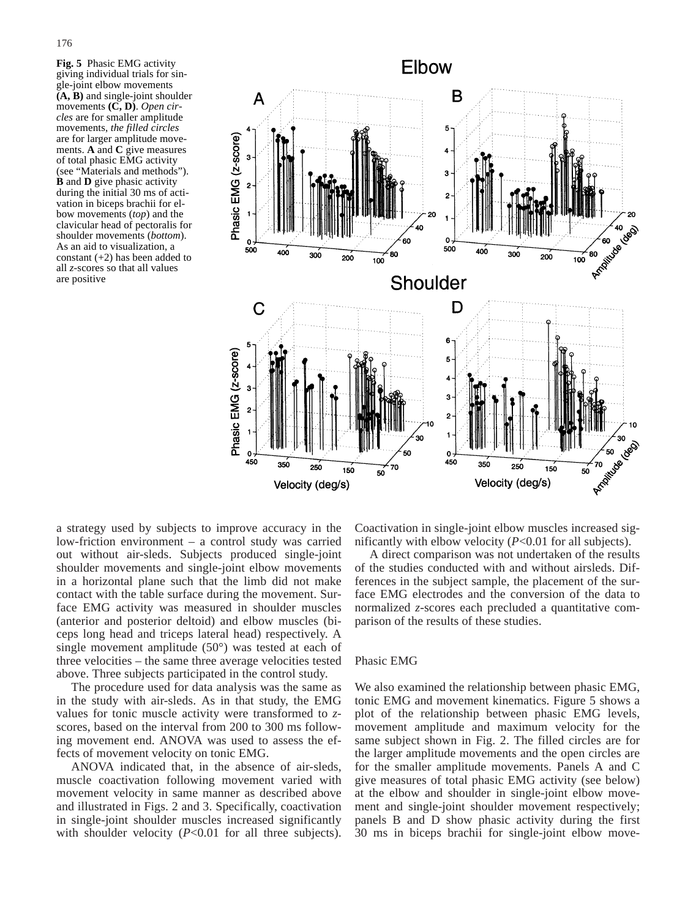**Fig. 5** Phasic EMG activity giving individual trials for single-joint elbow movements **(A, B)** and single-joint shoulder movements **(C, D)**. *Open circles* are for smaller amplitude movements, *the filled circles* are for larger amplitude movements. **A** and **C** give measures of total phasic EMG activity (see "Materials and methods"). **B** and **D** give phasic activity during the initial 30 ms of activation in biceps brachii for elbow movements (*top*) and the clavicular head of pectoralis for shoulder movements (*bottom*). As an aid to visualization, a constant (+2) has been added to all *z*-scores so that all values are positive

a strategy used by subjects to improve accuracy in the low-friction environment – a control study was carried out without air-sleds. Subjects produced single-joint shoulder movements and single-joint elbow movements in a horizontal plane such that the limb did not make contact with the table surface during the movement. Surface EMG activity was measured in shoulder muscles (anterior and posterior deltoid) and elbow muscles (biceps long head and triceps lateral head) respectively. A single movement amplitude (50°) was tested at each of three velocities – the same three average velocities tested above. Three subjects participated in the control study.

The procedure used for data analysis was the same as in the study with air-sleds. As in that study, the EMG values for tonic muscle activity were transformed to *z*-scores, based on the interval from 200 to 300 ms following movement end. ANOVA was used to assess the effects of movement velocity on tonic EMG.

ANOVA indicated that, in the absence of air-sleds, muscle coactivation following movement varied with movement velocity in same manner as described above and illustrated in Figs. 2 and 3. Specifically, coactivation in single-joint shoulder muscles increased significantly with shoulder velocity ($P<0.01$ for all three subjects). Coactivation in single-joint elbow muscles increased significantly with elbow velocity ($P<0.01$ for all subjects).

A direct comparison was not undertaken of the results of the studies conducted with and without airsleds. Differences in the subject sample, the placement of the surface EMG electrodes and the conversion of the data to normalized *z*-scores each precluded a quantitative comparison of the results of these studies.

## Phasic EMG

We also examined the relationship between phasic EMG, tonic EMG and movement kinematics. Figure 5 shows a plot of the relationship between phasic EMG levels, movement amplitude and maximum velocity for the same subject shown in Fig. 2. The filled circles are for the larger amplitude movements and the open circles are for the smaller amplitude movements. Panels A and C give measures of total phasic EMG activity (see below) at the elbow and shoulder in single-joint elbow movement and single-joint shoulder movement respectively; panels B and D show phasic activity during the first 30 ms in biceps brachii for single-joint elbow move-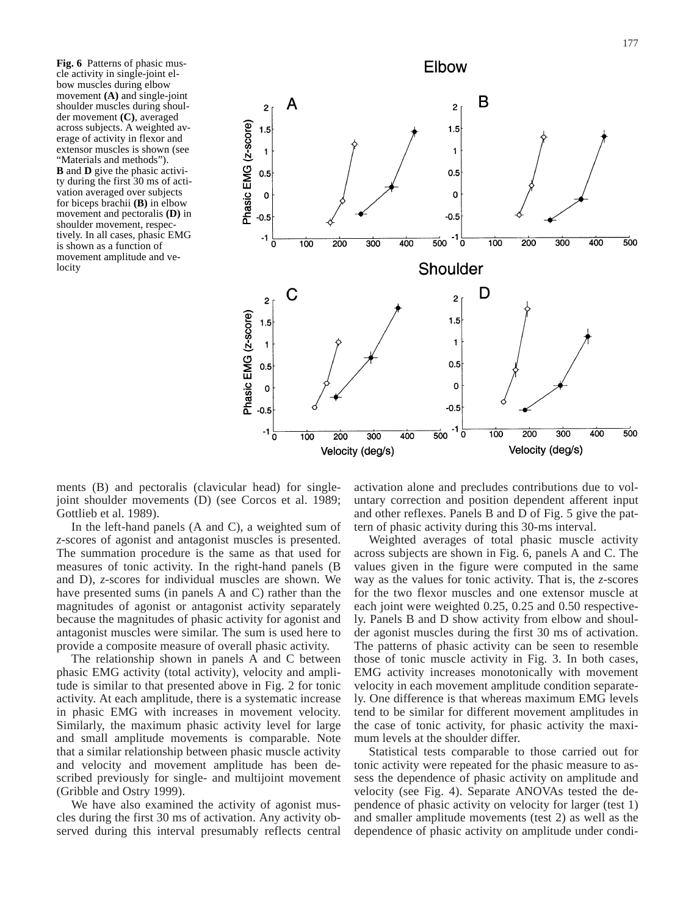**Fig. 6** Patterns of phasic muscle activity in single-joint elbow muscles during elbow movement **(A)** and single-joint shoulder muscles during shoulder movement **(C)**, averaged across subjects. A weighted average of activity in flexor and extensor muscles is shown (see "Materials and methods"). **B** and **D** give the phasic activity during the first 30 ms of activation averaged over subjects for biceps brachii **(B)** in elbow movement and pectoralis **(D)** in shoulder movement, respectively. In all cases, phasic EMG is shown as a function of movement amplitude and velocity

ments (B) and pectoralis (clavicular head) for single-joint shoulder movements (D) (see Corcos et al. 1989; Gottlieb et al. 1989).

In the left-hand panels (A and C), a weighted sum of *z*-scores of agonist and antagonist muscles is presented. The summation procedure is the same as that used for measures of tonic activity. In the right-hand panels (B and D), *z*-scores for individual muscles are shown. We have presented sums (in panels A and C) rather than the magnitudes of agonist or antagonist activity separately because the magnitudes of phasic activity for agonist and antagonist muscles were similar. The sum is used here to provide a composite measure of overall phasic activity.

The relationship shown in panels A and C between phasic EMG activity (total activity), velocity and amplitude is similar to that presented above in Fig. 2 for tonic activity. At each amplitude, there is a systematic increase in phasic EMG with increases in movement velocity. Similarly, the maximum phasic activity level for large and small amplitude movements is comparable. Note that a similar relationship between phasic muscle activity and velocity and movement amplitude has been described previously for single- and multijoint movement (Gribble and Ostry 1999).

We have also examined the activity of agonist muscles during the first 30 ms of activation. Any activity observed during this interval presumably reflects central activation alone and precludes contributions due to voluntary correction and position dependent afferent input and other reflexes. Panels B and D of Fig. 5 give the pattern of phasic activity during this 30-ms interval.

Weighted averages of total phasic muscle activity across subjects are shown in Fig. 6, panels A and C. The values given in the figure were computed in the same way as the values for tonic activity. That is, the *z*-scores for the two flexor muscles and one extensor muscle at each joint were weighted 0.25, 0.25 and 0.50 respectively. Panels B and D show activity from elbow and shoulder agonist muscles during the first 30 ms of activation. The patterns of phasic activity can be seen to resemble those of tonic muscle activity in Fig. 3. In both cases, EMG activity increases monotonically with movement velocity in each movement amplitude condition separately. One difference is that whereas maximum EMG levels tend to be similar for different movement amplitudes in the case of tonic activity, for phasic activity the maximum levels at the shoulder differ.

Statistical tests comparable to those carried out for tonic activity were repeated for the phasic measure to assess the dependence of phasic activity on amplitude and velocity (see Fig. 4). Separate ANOVAs tested the dependence of phasic activity on velocity for larger (test 1) and smaller amplitude movements (test 2) as well as the dependence of phasic activity on amplitude under condi-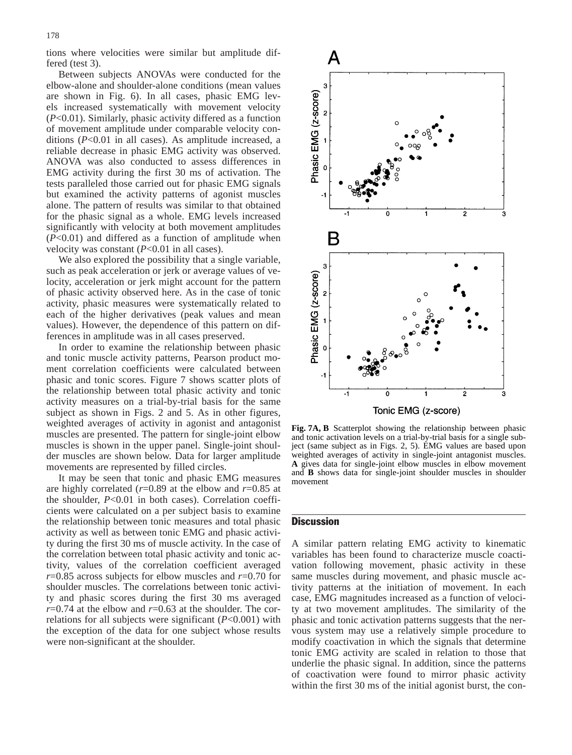tions where velocities were similar but amplitude differed (test 3).

Between subjects ANOVAs were conducted for the elbow-alone and shoulder-alone conditions (mean values are shown in Fig. 6). In all cases, phasic EMG levels increased systematically with movement velocity ($P$<0.01). Similarly, phasic activity differed as a function of movement amplitude under comparable velocity conditions ($P$<0.01 in all cases). As amplitude increased, a reliable decrease in phasic EMG activity was observed. ANOVA was also conducted to assess differences in EMG activity during the first 30 ms of activation. The tests paralleled those carried out for phasic EMG signals but examined the activity patterns of agonist muscles alone. The pattern of results was similar to that obtained for the phasic signal as a whole. EMG levels increased significantly with velocity at both movement amplitudes ($P$<0.01) and differed as a function of amplitude when velocity was constant ($P$<0.01 in all cases).

We also explored the possibility that a single variable, such as peak acceleration or jerk or average values of velocity, acceleration or jerk might account for the pattern of phasic activity observed here. As in the case of tonic activity, phasic measures were systematically related to each of the higher derivatives (peak values and mean values). However, the dependence of this pattern on differences in amplitude was in all cases preserved.

In order to examine the relationship between phasic and tonic muscle activity patterns, Pearson product moment correlation coefficients were calculated between phasic and tonic scores. Figure 7 shows scatter plots of the relationship between total phasic activity and tonic activity measures on a trial-by-trial basis for the same subject as shown in Figs. 2 and 5. As in other figures, weighted averages of activity in agonist and antagonist muscles are presented. The pattern for single-joint elbow muscles is shown in the upper panel. Single-joint shoulder muscles are shown below. Data for larger amplitude movements are represented by filled circles.

It may be seen that tonic and phasic EMG measures are highly correlated ($r$=0.89 at the elbow and $r$=0.85 at the shoulder, $P$<0.01 in both cases). Correlation coefficients were calculated on a per subject basis to examine the relationship between tonic measures and total phasic activity as well as between tonic EMG and phasic activity during the first 30 ms of muscle activity. In the case of the correlation between total phasic activity and tonic activity, values of the correlation coefficient averaged $r$=0.85 across subjects for elbow muscles and $r$=0.70 for shoulder muscles. The correlations between tonic activity and phasic scores during the first 30 ms averaged $r$=0.74 at the elbow and $r$=0.63 at the shoulder. The correlations for all subjects were significant ($P$<0.001) with the exception of the data for one subject whose results were non-significant at the shoulder.

**Fig. 7A, B** Scatterplot showing the relationship between phasic and tonic activation levels on a trial-by-trial basis for a single subject (same subject as in Figs. 2, 5). EMG values are based upon weighted averages of activity in single-joint antagonist muscles. **A** gives data for single-joint elbow muscles in elbow movement and **B** shows data for single-joint shoulder muscles in shoulder movement

## Discussion

A similar pattern relating EMG activity to kinematic variables has been found to characterize muscle coactivation following movement, phasic activity in these same muscles during movement, and phasic muscle activity patterns at the initiation of movement. In each case, EMG magnitudes increased as a function of velocity at two movement amplitudes. The similarity of the phasic and tonic activation patterns suggests that the nervous system may use a relatively simple procedure to modify coactivation in which the signals that determine tonic EMG activity are scaled in relation to those that underlie the phasic signal. In addition, since the patterns of coactivation were found to mirror phasic activity within the first 30 ms of the initial agonist burst, the con-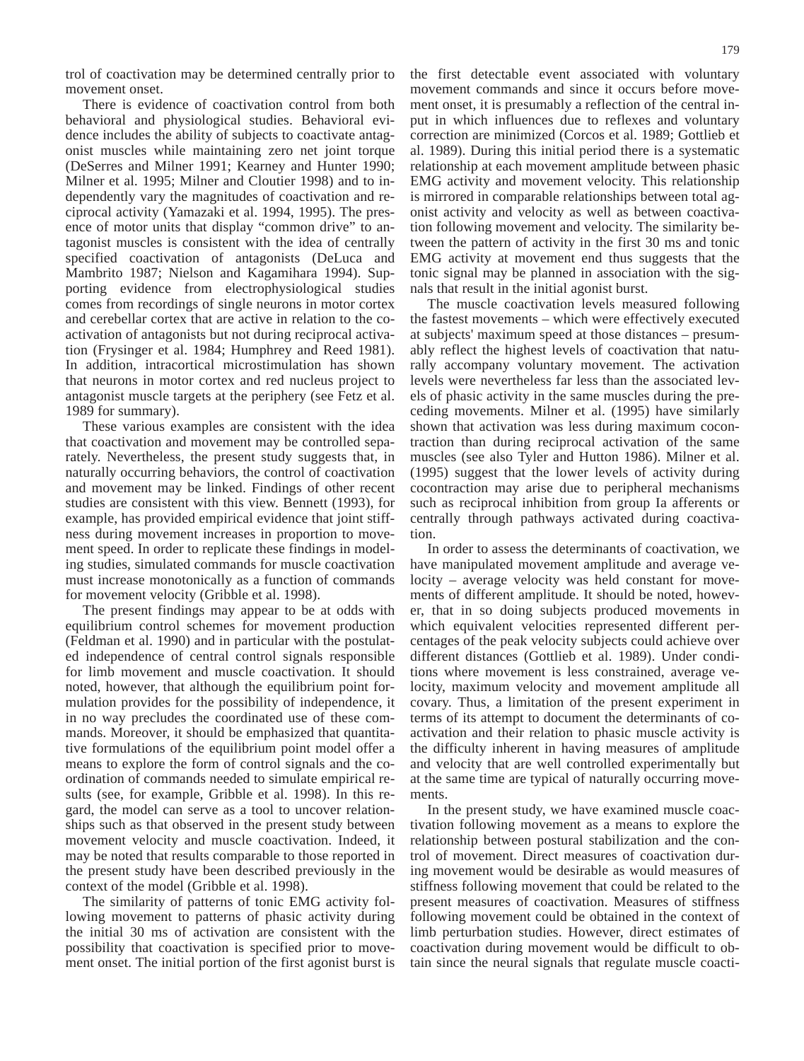trol of coactivation may be determined centrally prior to movement onset.

There is evidence of coactivation control from both behavioral and physiological studies. Behavioral evidence includes the ability of subjects to coactivate antagonist muscles while maintaining zero net joint torque (DeSerres and Milner 1991; Kearney and Hunter 1990; Milner et al. 1995; Milner and Cloutier 1998) and to independently vary the magnitudes of coactivation and reciprocal activity (Yamazaki et al. 1994, 1995). The presence of motor units that display "common drive" to antagonist muscles is consistent with the idea of centrally specified coactivation of antagonists (DeLuca and Mambrito 1987; Nielson and Kagamihara 1994). Supporting evidence from electrophysiological studies comes from recordings of single neurons in motor cortex and cerebellar cortex that are active in relation to the coactivation of antagonists but not during reciprocal activation (Frysinger et al. 1984; Humphrey and Reed 1981). In addition, intracortical microstimulation has shown that neurons in motor cortex and red nucleus project to antagonist muscle targets at the periphery (see Fetz et al. 1989 for summary).

These various examples are consistent with the idea that coactivation and movement may be controlled separately. Nevertheless, the present study suggests that, in naturally occurring behaviors, the control of coactivation and movement may be linked. Findings of other recent studies are consistent with this view. Bennett (1993), for example, has provided empirical evidence that joint stiffness during movement increases in proportion to movement speed. In order to replicate these findings in modeling studies, simulated commands for muscle coactivation must increase monotonically as a function of commands for movement velocity (Gribble et al. 1998).

The present findings may appear to be at odds with equilibrium control schemes for movement production (Feldman et al. 1990) and in particular with the postulated independence of central control signals responsible for limb movement and muscle coactivation. It should noted, however, that although the equilibrium point formulation provides for the possibility of independence, it in no way precludes the coordinated use of these commands. Moreover, it should be emphasized that quantitative formulations of the equilibrium point model offer a means to explore the form of control signals and the coordination of commands needed to simulate empirical results (see, for example, Gribble et al. 1998). In this regard, the model can serve as a tool to uncover relationships such as that observed in the present study between movement velocity and muscle coactivation. Indeed, it may be noted that results comparable to those reported in the present study have been described previously in the context of the model (Gribble et al. 1998).

The similarity of patterns of tonic EMG activity following movement to patterns of phasic activity during the initial 30 ms of activation are consistent with the possibility that coactivation is specified prior to movement onset. The initial portion of the first agonist burst is the first detectable event associated with voluntary movement commands and since it occurs before movement onset, it is presumably a reflection of the central input in which influences due to reflexes and voluntary correction are minimized (Corcos et al. 1989; Gottlieb et al. 1989). During this initial period there is a systematic relationship at each movement amplitude between phasic EMG activity and movement velocity. This relationship is mirrored in comparable relationships between total agonist activity and velocity as well as between coactivation following movement and velocity. The similarity between the pattern of activity in the first 30 ms and tonic EMG activity at movement end thus suggests that the tonic signal may be planned in association with the signals that result in the initial agonist burst.

The muscle coactivation levels measured following the fastest movements – which were effectively executed at subjects' maximum speed at those distances – presumably reflect the highest levels of coactivation that naturally accompany voluntary movement. The activation levels were nevertheless far less than the associated levels of phasic activity in the same muscles during the preceding movements. Milner et al. (1995) have similarly shown that activation was less during maximum cocontraction than during reciprocal activation of the same muscles (see also Tyler and Hutton 1986). Milner et al. (1995) suggest that the lower levels of activity during cocontraction may arise due to peripheral mechanisms such as reciprocal inhibition from group Ia afferents or centrally through pathways activated during coactivation.

In order to assess the determinants of coactivation, we have manipulated movement amplitude and average velocity – average velocity was held constant for movements of different amplitude. It should be noted, however, that in so doing subjects produced movements in which equivalent velocities represented different percentages of the peak velocity subjects could achieve over different distances (Gottlieb et al. 1989). Under conditions where movement is less constrained, average velocity, maximum velocity and movement amplitude all covary. Thus, a limitation of the present experiment in terms of its attempt to document the determinants of coactivation and their relation to phasic muscle activity is the difficulty inherent in having measures of amplitude and velocity that are well controlled experimentally but at the same time are typical of naturally occurring movements.

In the present study, we have examined muscle coactivation following movement as a means to explore the relationship between postural stabilization and the control of movement. Direct measures of coactivation during movement would be desirable as would measures of stiffness following movement that could be related to the present measures of coactivation. Measures of stiffness following movement could be obtained in the context of limb perturbation studies. However, direct estimates of coactivation during movement would be difficult to obtain since the neural signals that regulate muscle coacti-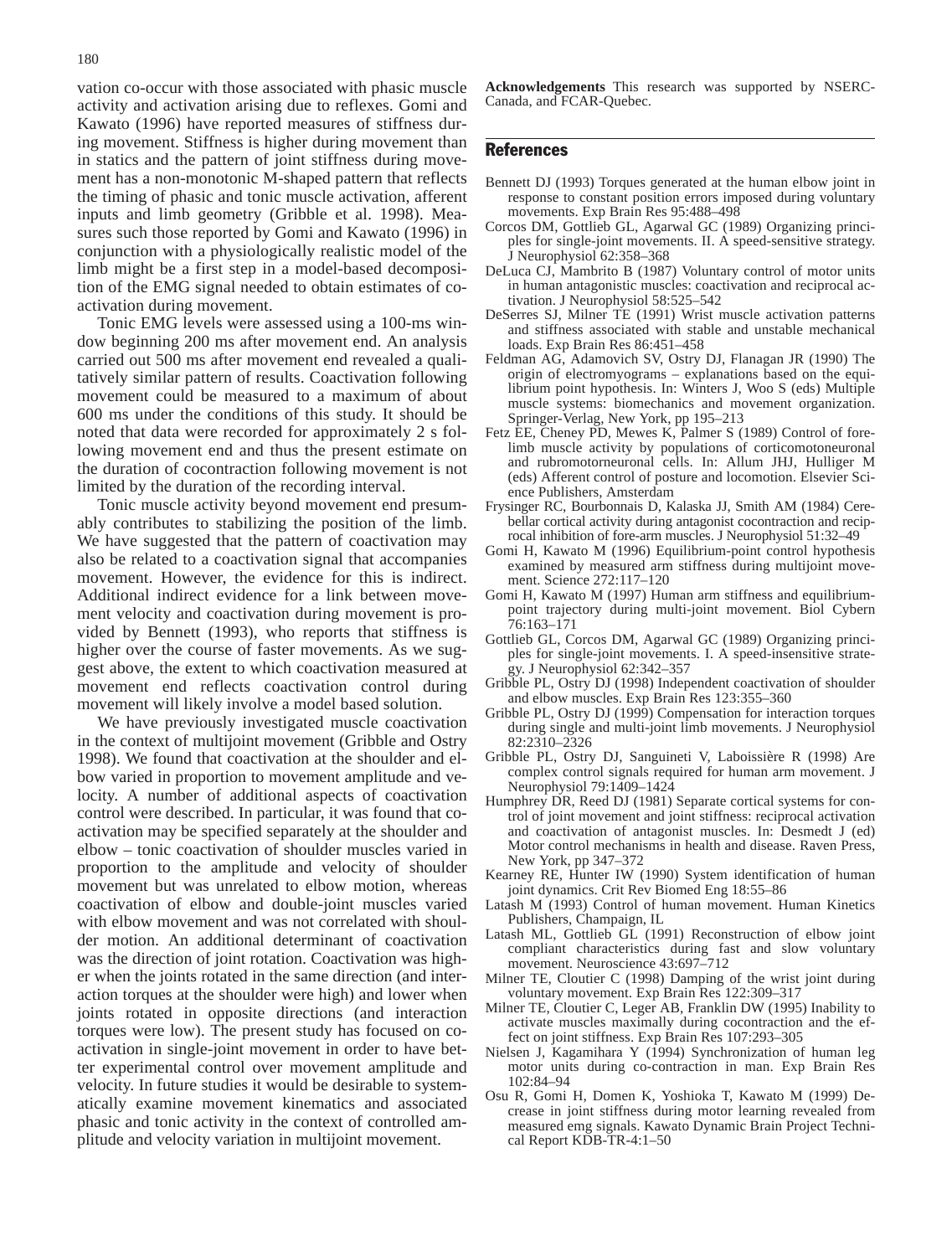vation co-occur with those associated with phasic muscle activity and activation arising due to reflexes. Gomi and Kawato (1996) have reported measures of stiffness during movement. Stiffness is higher during movement than in statics and the pattern of joint stiffness during movement has a non-monotonic M-shaped pattern that reflects the timing of phasic and tonic muscle activation, afferent inputs and limb geometry (Gribble et al. 1998). Measures such those reported by Gomi and Kawato (1996) in conjunction with a physiologically realistic model of the limb might be a first step in a model-based decomposition of the EMG signal needed to obtain estimates of coactivation during movement.

Tonic EMG levels were assessed using a 100-ms window beginning 200 ms after movement end. An analysis carried out 500 ms after movement end revealed a qualitatively similar pattern of results. Coactivation following movement could be measured to a maximum of about 600 ms under the conditions of this study. It should be noted that data were recorded for approximately 2 s following movement end and thus the present estimate on the duration of cocontraction following movement is not limited by the duration of the recording interval.

Tonic muscle activity beyond movement end presumably contributes to stabilizing the position of the limb. We have suggested that the pattern of coactivation may also be related to a coactivation signal that accompanies movement. However, the evidence for this is indirect. Additional indirect evidence for a link between movement velocity and coactivation during movement is provided by Bennett (1993), who reports that stiffness is higher over the course of faster movements. As we suggest above, the extent to which coactivation measured at movement end reflects coactivation control during movement will likely involve a model based solution.

We have previously investigated muscle coactivation in the context of multijoint movement (Gribble and Ostry 1998). We found that coactivation at the shoulder and elbow varied in proportion to movement amplitude and velocity. A number of additional aspects of coactivation control were described. In particular, it was found that coactivation may be specified separately at the shoulder and elbow – tonic coactivation of shoulder muscles varied in proportion to the amplitude and velocity of shoulder movement but was unrelated to elbow motion, whereas coactivation of elbow and double-joint muscles varied with elbow movement and was not correlated with shoulder motion. An additional determinant of coactivation was the direction of joint rotation. Coactivation was higher when the joints rotated in the same direction (and interaction torques at the shoulder were high) and lower when joints rotated in opposite directions (and interaction torques were low). The present study has focused on coactivation in single-joint movement in order to have better experimental control over movement amplitude and velocity. In future studies it would be desirable to systematically examine movement kinematics and associated phasic and tonic activity in the context of controlled amplitude and velocity variation in multijoint movement.

**Acknowledgements** This research was supported by NSERC-Canada, and FCAR-Quebec.

## References

- Bennett DJ (1993) Torques generated at the human elbow joint in response to constant position errors imposed during voluntary movements. Exp Brain Res 95:488–498
- Corcos DM, Gottlieb GL, Agarwal GC (1989) Organizing principles for single-joint movements. II. A speed-sensitive strategy. J Neurophysiol 62:358–368
- DeLuca CJ, Mambrito B (1987) Voluntary control of motor units in human antagonistic muscles: coactivation and reciprocal activation. J Neurophysiol 58:525–542
- DeSerres SJ, Milner TE (1991) Wrist muscle activation patterns and stiffness associated with stable and unstable mechanical loads. Exp Brain Res 86:451–458
- Feldman AG, Adamovich SV, Ostry DJ, Flanagan JR (1990) The origin of electromyograms – explanations based on the equilibrium point hypothesis. In: Winters J, Woo S (eds) Multiple muscle systems: biomechanics and movement organization. Springer-Verlag, New York, pp 195–213
- Fetz EE, Cheney PD, Mewes K, Palmer S (1989) Control of forelimb muscle activity by populations of corticomotoneuronal and rubromotorneuronal cells. In: Allum JHJ, Hulliger M (eds) Afferent control of posture and locomotion. Elsevier Science Publishers, Amsterdam
- Frysinger RC, Bourbonnais D, Kalaska JJ, Smith AM (1984) Cerebellar cortical activity during antagonist cocontraction and reciprocal inhibition of fore-arm muscles. J Neurophysiol 51:32–49
- Gomi H, Kawato M (1996) Equilibrium-point control hypothesis examined by measured arm stiffness during multijoint movement. Science 272:117–120
- Gomi H, Kawato M (1997) Human arm stiffness and equilibrium-point trajectory during multi-joint movement. Biol Cybern 76:163–171
- Gottlieb GL, Corcos DM, Agarwal GC (1989) Organizing principles for single-joint movements. I. A speed-insensitive strategy. J Neurophysiol 62:342–357
- Gribble PL, Ostry DJ (1998) Independent coactivation of shoulder and elbow muscles. Exp Brain Res 123:355–360
- Gribble PL, Ostry DJ (1999) Compensation for interaction torques during single and multi-joint limb movements. J Neurophysiol 82:2310–2326
- Gribble PL, Ostry DJ, Sanguineti V, Laboissière R (1998) Are complex control signals required for human arm movement. J Neurophysiol 79:1409–1424
- Humphrey DR, Reed DJ (1981) Separate cortical systems for control of joint movement and joint stiffness: reciprocal activation and coactivation of antagonist muscles. In: Desmedt J (ed) Motor control mechanisms in health and disease. Raven Press, New York, pp 347–372
- Kearney RE, Hunter IW (1990) System identification of human joint dynamics. Crit Rev Biomed Eng 18:55–86
- Latash M (1993) Control of human movement. Human Kinetics Publishers, Champaign, IL
- Latash ML, Gottlieb GL (1991) Reconstruction of elbow joint compliant characteristics during fast and slow voluntary movement. Neuroscience 43:697–712
- Milner TE, Cloutier C (1998) Damping of the wrist joint during voluntary movement. Exp Brain Res 122:309–317
- Milner TE, Cloutier C, Leger AB, Franklin DW (1995) Inability to activate muscles maximally during cocontraction and the effect on joint stiffness. Exp Brain Res 107:293–305
- Nielsen J, Kagamihara Y (1994) Synchronization of human leg motor units during co-contraction in man. Exp Brain Res 102:84–94
- Osu R, Gomi H, Domen K, Yoshioka T, Kawato M (1999) Decrease in joint stiffness during motor learning revealed from measured emg signals. Kawato Dynamic Brain Project Technical Report KDB-TR-4:1–50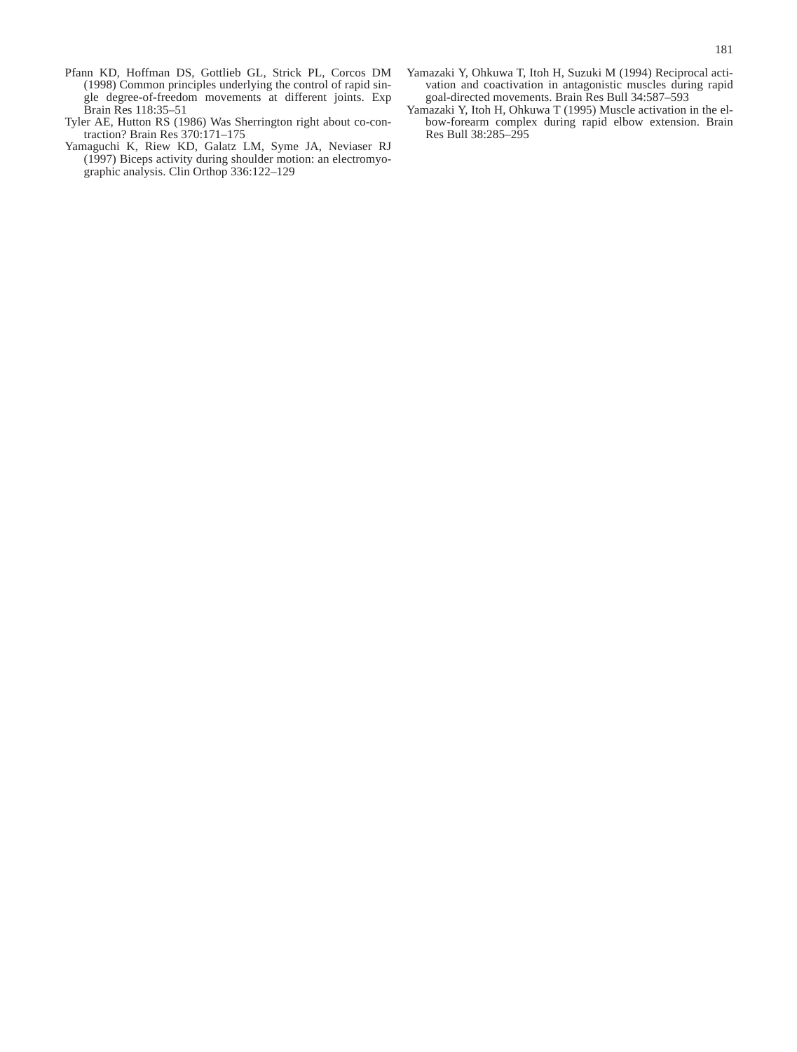Pfann KD, Hoffman DS, Gottlieb GL, Strick PL, Corcos DM (1998) Common principles underlying the control of rapid single degree-of-freedom movements at different joints. Exp Brain Res 118:35–51

Tyler AE, Hutton RS (1986) Was Sherrington right about co-contraction? Brain Res 370:171–175

Yamaguchi K, Riew KD, Galatz LM, Syme JA, Neviaser RJ (1997) Biceps activity during shoulder motion: an electromyographic analysis. Clin Orthop 336:122–129

Yamazaki Y, Ohkuwa T, Itoh H, Suzuki M (1994) Reciprocal activation and coactivation in antagonistic muscles during rapid goal-directed movements. Brain Res Bull 34:587–593

Yamazaki Y, Itoh H, Ohkuwa T (1995) Muscle activation in the elbow-forearm complex during rapid elbow extension. Brain Res Bull 38:285–295